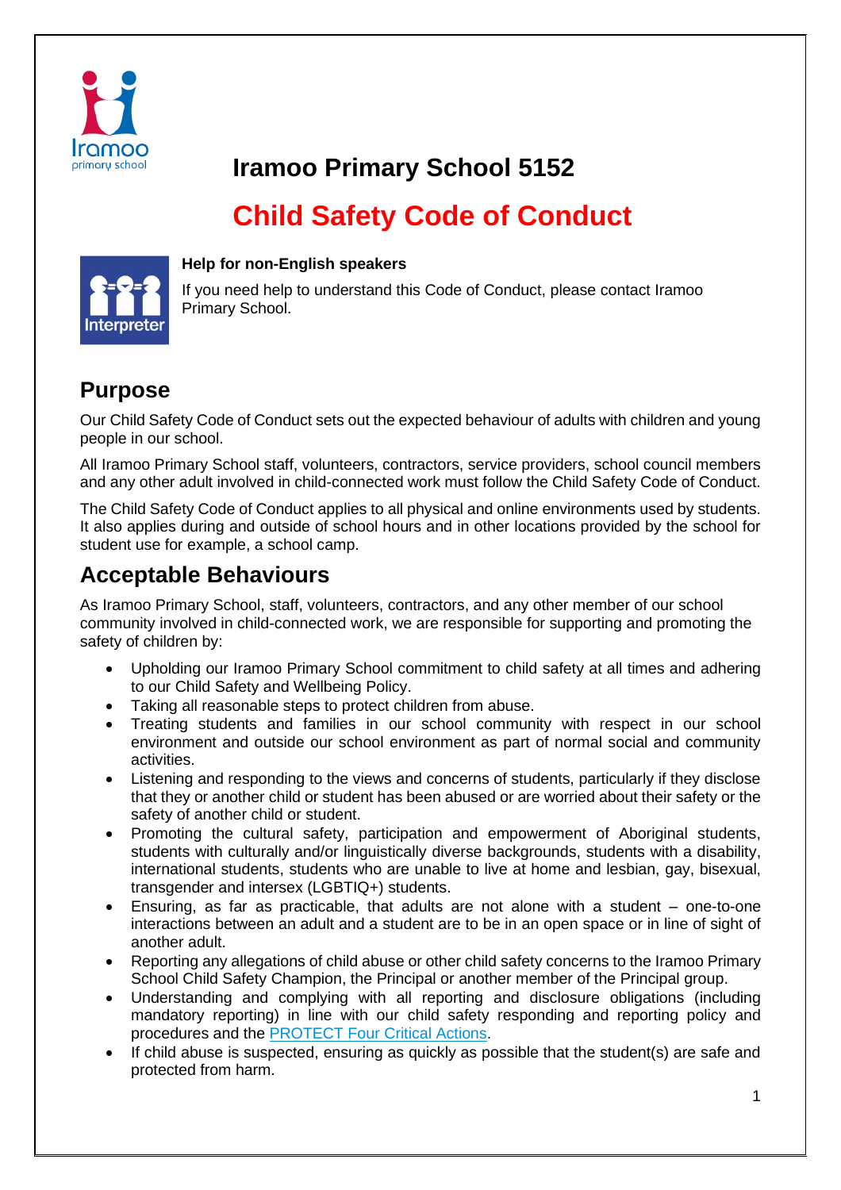# Iramoo Primary School 5152

# Child Safety Code of Conduct

**Help for non-English speakers**

If you need help to understand this Code of Conduct, please contact Iramoo Primary School.

## Purpose

Our Child Safety Code of Conduct sets out the expected behaviour of adults with children and young people in our school.

All Iramoo Primary School staff, volunteers, contractors, service providers, school council members and any other adult involved in child-connected work must follow the Child Safety Code of Conduct.

The Child Safety Code of Conduct applies to all physical and online environments used by students. It also applies during and outside of school hours and in other locations provided by the school for student use for example, a school camp.

## Acceptable Behaviours

As Iramoo Primary School, staff, volunteers, contractors, and any other member of our school community involved in child-connected work, we are responsible for supporting and promoting the safety of children by:

- Upholding our Iramoo Primary School commitment to child safety at all times and adhering to our Child Safety and Wellbeing Policy.
- Taking all reasonable steps to protect children from abuse.
- Treating students and families in our school community with respect in our school environment and outside our school environment as part of normal social and community activities.
- Listening and responding to the views and concerns of students, particularly if they disclose that they or another child or student has been abused or are worried about their safety or the safety of another child or student.
- Promoting the cultural safety, participation and empowerment of Aboriginal students, students with culturally and/or linguistically diverse backgrounds, students with a disability, international students, students who are unable to live at home and lesbian, gay, bisexual, transgender and intersex (LGBTIQ+) students.
- Ensuring, as far as practicable, that adults are not alone with a student – one-to-one interactions between an adult and a student are to be in an open space or in line of sight of another adult.
- Reporting any allegations of child abuse or other child safety concerns to the Iramoo Primary School Child Safety Champion, the Principal or another member of the Principal group.
- Understanding and complying with all reporting and disclosure obligations (including mandatory reporting) in line with our child safety responding and reporting policy and procedures and the PROTECT Four Critical Actions.
- If child abuse is suspected, ensuring as quickly as possible that the student(s) are safe and protected from harm.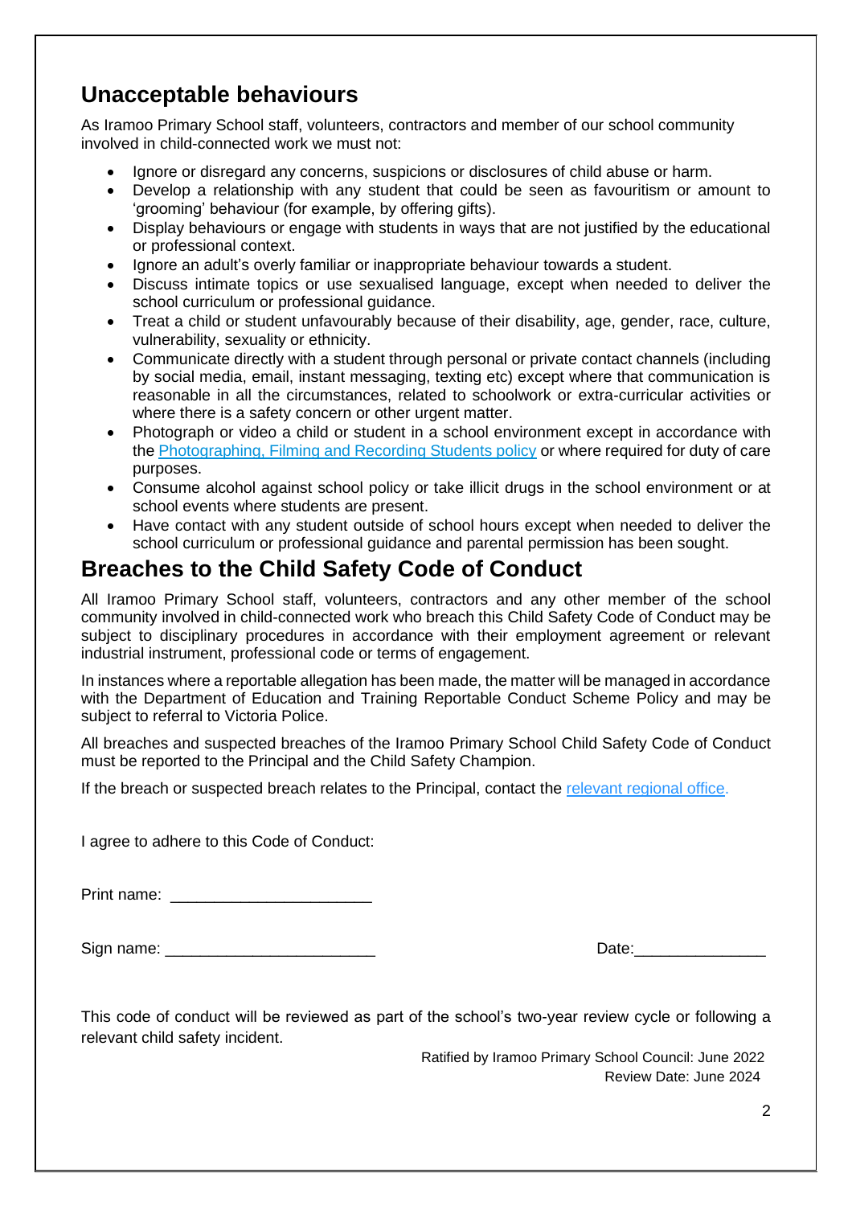## Unacceptable behaviours

As Iramoo Primary School staff, volunteers, contractors and member of our school community involved in child-connected work we must not:

- Ignore or disregard any concerns, suspicions or disclosures of child abuse or harm.
- Develop a relationship with any student that could be seen as favouritism or amount to 'grooming' behaviour (for example, by offering gifts).
- Display behaviours or engage with students in ways that are not justified by the educational or professional context.
- Ignore an adult's overly familiar or inappropriate behaviour towards a student.
- Discuss intimate topics or use sexualised language, except when needed to deliver the school curriculum or professional guidance.
- Treat a child or student unfavourably because of their disability, age, gender, race, culture, vulnerability, sexuality or ethnicity.
- Communicate directly with a student through personal or private contact channels (including by social media, email, instant messaging, texting etc) except where that communication is reasonable in all the circumstances, related to schoolwork or extra-curricular activities or where there is a safety concern or other urgent matter.
- Photograph or video a child or student in a school environment except in accordance with the Photographing, Filming and Recording Students policy or where required for duty of care purposes.
- Consume alcohol against school policy or take illicit drugs in the school environment or at school events where students are present.
- Have contact with any student outside of school hours except when needed to deliver the school curriculum or professional guidance and parental permission has been sought.

## Breaches to the Child Safety Code of Conduct

All Iramoo Primary School staff, volunteers, contractors and any other member of the school community involved in child-connected work who breach this Child Safety Code of Conduct may be subject to disciplinary procedures in accordance with their employment agreement or relevant industrial instrument, professional code or terms of engagement.

In instances where a reportable allegation has been made, the matter will be managed in accordance with the Department of Education and Training Reportable Conduct Scheme Policy and may be subject to referral to Victoria Police.

All breaches and suspected breaches of the Iramoo Primary School Child Safety Code of Conduct must be reported to the Principal and the Child Safety Champion.

If the breach or suspected breach relates to the Principal, contact the relevant regional office.

I agree to adhere to this Code of Conduct:

Print name: ______________________

Sign name: ________________________ Date:_______________

This code of conduct will be reviewed as part of the school's two-year review cycle or following a relevant child safety incident.

Ratified by Iramoo Primary School Council: June 2022
Review Date: June 2024